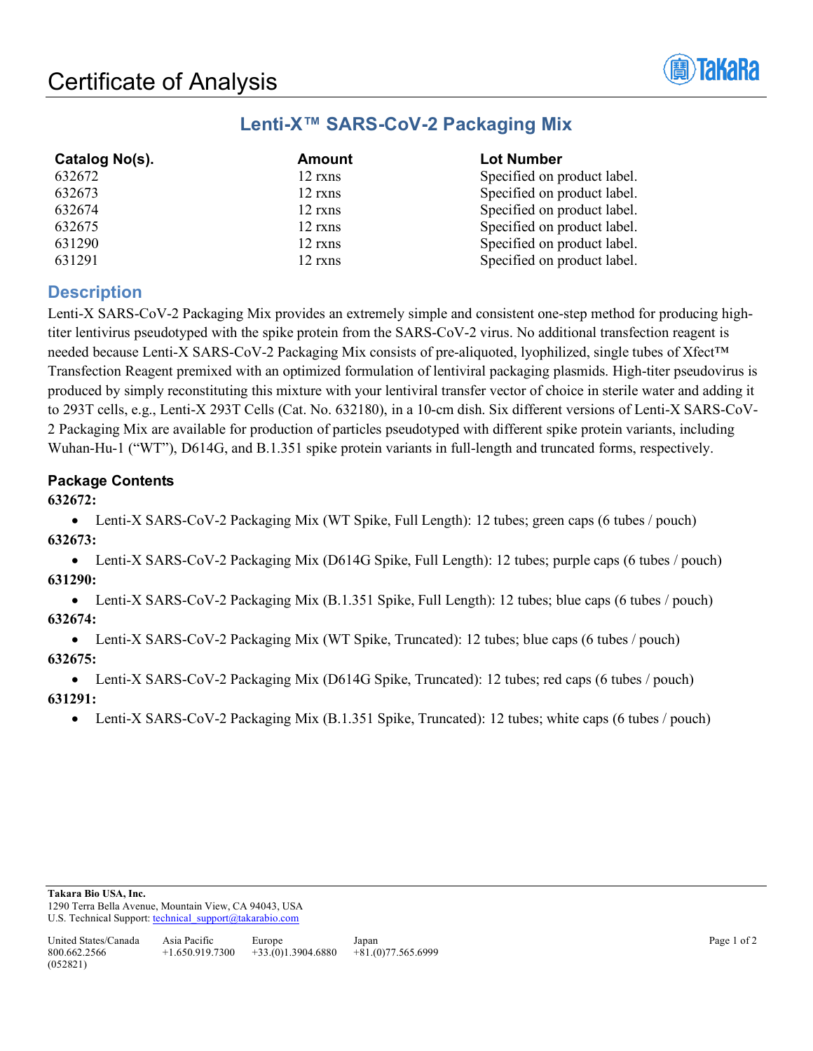# Certificate of Analysis

## Lenti-X™ SARS-CoV-2 Packaging Mix

| Catalog No(s). | Amount | Lot Number |
| --- | --- | --- |
| 632672 | 12 rxns | Specified on product label. |
| 632673 | 12 rxns | Specified on product label. |
| 632674 | 12 rxns | Specified on product label. |
| 632675 | 12 rxns | Specified on product label. |
| 631290 | 12 rxns | Specified on product label. |
| 631291 | 12 rxns | Specified on product label. |

## Description

Lenti-X SARS-CoV-2 Packaging Mix provides an extremely simple and consistent one-step method for producing high-titer lentivirus pseudotyped with the spike protein from the SARS-CoV-2 virus. No additional transfection reagent is needed because Lenti-X SARS-CoV-2 Packaging Mix consists of pre-aliquoted, lyophilized, single tubes of Xfect™ Transfection Reagent premixed with an optimized formulation of lentiviral packaging plasmids. High-titer pseudovirus is produced by simply reconstituting this mixture with your lentiviral transfer vector of choice in sterile water and adding it to 293T cells, e.g., Lenti-X 293T Cells (Cat. No. 632180), in a 10-cm dish. Six different versions of Lenti-X SARS-CoV-2 Packaging Mix are available for production of particles pseudotyped with different spike protein variants, including Wuhan-Hu-1 ("WT"), D614G, and B.1.351 spike protein variants in full-length and truncated forms, respectively.

### Package Contents

**632672:**

- Lenti-X SARS-CoV-2 Packaging Mix (WT Spike, Full Length): 12 tubes; green caps (6 tubes / pouch)

**632673:**

- Lenti-X SARS-CoV-2 Packaging Mix (D614G Spike, Full Length): 12 tubes; purple caps (6 tubes / pouch)

**631290:**

- Lenti-X SARS-CoV-2 Packaging Mix (B.1.351 Spike, Full Length): 12 tubes; blue caps (6 tubes / pouch)

**632674:**

- Lenti-X SARS-CoV-2 Packaging Mix (WT Spike, Truncated): 12 tubes; blue caps (6 tubes / pouch)

**632675:**

- Lenti-X SARS-CoV-2 Packaging Mix (D614G Spike, Truncated): 12 tubes; red caps (6 tubes / pouch)

**631291:**

- Lenti-X SARS-CoV-2 Packaging Mix (B.1.351 Spike, Truncated): 12 tubes; white caps (6 tubes / pouch)

**Takara Bio USA, Inc.**
1290 Terra Bella Avenue, Mountain View, CA 94043, USA
U.S. Technical Support: technical_support@takarabio.com

| United States/Canada | Asia Pacific | Europe | Japan |
| --- | --- | --- | --- |
| 800.662.2566 | +1.650.919.7300 | +33.(0)1.3904.6880 | +81.(0)77.565.6999 |

(052821)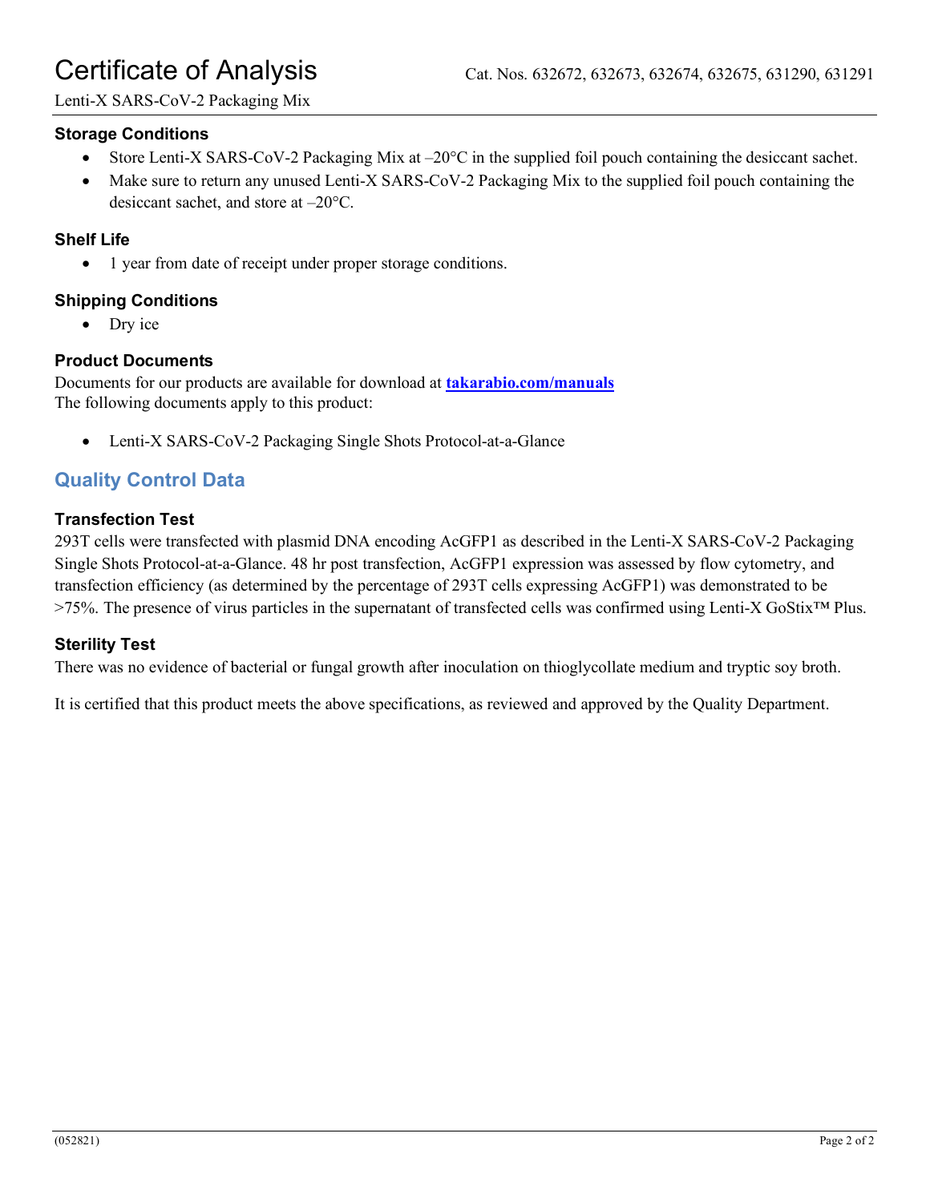### Storage Conditions

- Store Lenti-X SARS-CoV-2 Packaging Mix at –20°C in the supplied foil pouch containing the desiccant sachet.
- Make sure to return any unused Lenti-X SARS-CoV-2 Packaging Mix to the supplied foil pouch containing the desiccant sachet, and store at –20°C.

### Shelf Life

- 1 year from date of receipt under proper storage conditions.

### Shipping Conditions

- Dry ice

### Product Documents

Documents for our products are available for download at **takarabio.com/manuals**
The following documents apply to this product:

- Lenti-X SARS-CoV-2 Packaging Single Shots Protocol-at-a-Glance

## Quality Control Data

### Transfection Test

293T cells were transfected with plasmid DNA encoding AcGFP1 as described in the Lenti-X SARS-CoV-2 Packaging Single Shots Protocol-at-a-Glance. 48 hr post transfection, AcGFP1 expression was assessed by flow cytometry, and transfection efficiency (as determined by the percentage of 293T cells expressing AcGFP1) was demonstrated to be >75%. The presence of virus particles in the supernatant of transfected cells was confirmed using Lenti-X GoStix™ Plus.

### Sterility Test

There was no evidence of bacterial or fungal growth after inoculation on thioglycollate medium and tryptic soy broth.

It is certified that this product meets the above specifications, as reviewed and approved by the Quality Department.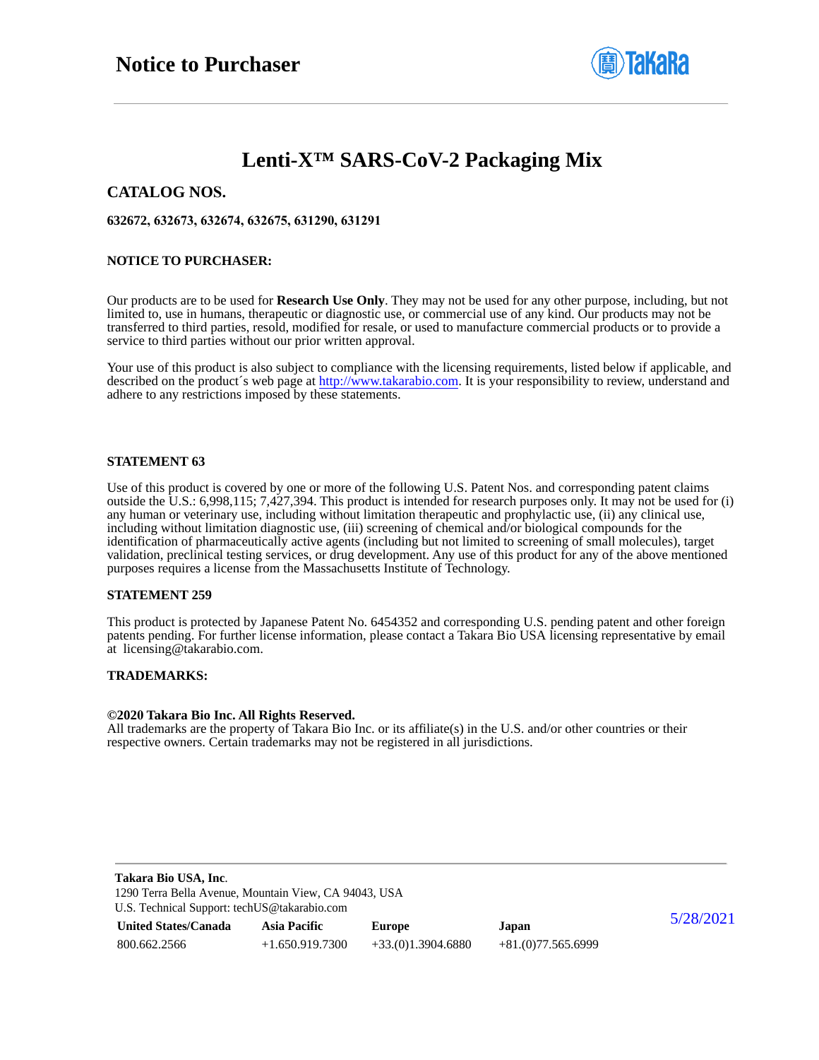# Notice to Purchaser

## Lenti-X™ SARS-CoV-2 Packaging Mix

### CATALOG NOS.

**632672, 632673, 632674, 632675, 631290, 631291**

**NOTICE TO PURCHASER:**

Our products are to be used for **Research Use Only**. They may not be used for any other purpose, including, but not limited to, use in humans, therapeutic or diagnostic use, or commercial use of any kind. Our products may not be transferred to third parties, resold, modified for resale, or used to manufacture commercial products or to provide a service to third parties without our prior written approval.

Your use of this product is also subject to compliance with the licensing requirements, listed below if applicable, and described on the product´s web page at http://www.takarabio.com. It is your responsibility to review, understand and adhere to any restrictions imposed by these statements.

**STATEMENT 63**

Use of this product is covered by one or more of the following U.S. Patent Nos. and corresponding patent claims outside the U.S.: 6,998,115; 7,427,394. This product is intended for research purposes only. It may not be used for (i) any human or veterinary use, including without limitation therapeutic and prophylactic use, (ii) any clinical use, including without limitation diagnostic use, (iii) screening of chemical and/or biological compounds for the identification of pharmaceutically active agents (including but not limited to screening of small molecules), target validation, preclinical testing services, or drug development. Any use of this product for any of the above mentioned purposes requires a license from the Massachusetts Institute of Technology.

**STATEMENT 259**

This product is protected by Japanese Patent No. 6454352 and corresponding U.S. pending patent and other foreign patents pending. For further license information, please contact a Takara Bio USA licensing representative by email at licensing@takarabio.com.

**TRADEMARKS:**

**©2020 Takara Bio Inc. All Rights Reserved.**
All trademarks are the property of Takara Bio Inc. or its affiliate(s) in the U.S. and/or other countries or their respective owners. Certain trademarks may not be registered in all jurisdictions.

**Takara Bio USA, Inc**.
1290 Terra Bella Avenue, Mountain View, CA 94043, USA
U.S. Technical Support: techUS@takarabio.com

| United States/Canada | Asia Pacific | Europe | Japan |
|---|---|---|---|
| 800.662.2566 | +1.650.919.7300 | +33.(0)1.3904.6880 | +81.(0)77.565.6999 |

5/28/2021